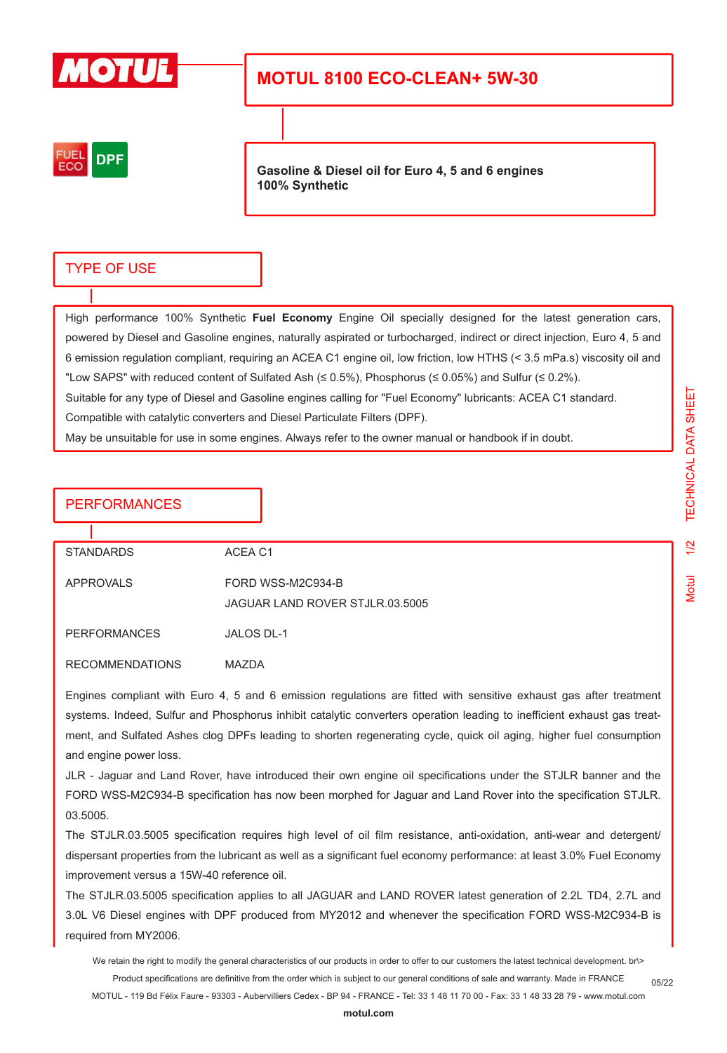# MOTUL 8100 ECO-CLEAN+ 5W-30

FUEL ECO DPF

**Gasoline & Diesel oil for Euro 4, 5 and 6 engines**
**100% Synthetic**

## TYPE OF USE

High performance 100% Synthetic **Fuel Economy** Engine Oil specially designed for the latest generation cars, powered by Diesel and Gasoline engines, naturally aspirated or turbocharged, indirect or direct injection, Euro 4, 5 and 6 emission regulation compliant, requiring an ACEA C1 engine oil, low friction, low HTHS (< 3.5 mPa.s) viscosity oil and "Low SAPS" with reduced content of Sulfated Ash (≤ 0.5%), Phosphorus (≤ 0.05%) and Sulfur (≤ 0.2%).
Suitable for any type of Diesel and Gasoline engines calling for "Fuel Economy" lubricants: ACEA C1 standard.
Compatible with catalytic converters and Diesel Particulate Filters (DPF).
May be unsuitable for use in some engines. Always refer to the owner manual or handbook if in doubt.

## PERFORMANCES

| | |
|---|---|
| STANDARDS | ACEA C1 |
| APPROVALS | FORD WSS-M2C934-B<br>JAGUAR LAND ROVER STJLR.03.5005 |
| PERFORMANCES | JALOS DL-1 |
| RECOMMENDATIONS | MAZDA |

Engines compliant with Euro 4, 5 and 6 emission regulations are fitted with sensitive exhaust gas after treatment systems. Indeed, Sulfur and Phosphorus inhibit catalytic converters operation leading to inefficient exhaust gas treatment, and Sulfated Ashes clog DPFs leading to shorten regenerating cycle, quick oil aging, higher fuel consumption and engine power loss.
JLR - Jaguar and Land Rover, have introduced their own engine oil specifications under the STJLR banner and the FORD WSS-M2C934-B specification has now been morphed for Jaguar and Land Rover into the specification STJLR.03.5005.
The STJLR.03.5005 specification requires high level of oil film resistance, anti-oxidation, anti-wear and detergent/dispersant properties from the lubricant as well as a significant fuel economy performance: at least 3.0% Fuel Economy improvement versus a 15W-40 reference oil.
The STJLR.03.5005 specification applies to all JAGUAR and LAND ROVER latest generation of 2.2L TD4, 2.7L and 3.0L V6 Diesel engines with DPF produced from MY2012 and whenever the specification FORD WSS-M2C934-B is required from MY2006.

We retain the right to modify the general characteristics of our products in order to offer to our customers the latest technical development. br\>
Product specifications are definitive from the order which is subject to our general conditions of sale and warranty. Made in FRANCE
MOTUL - 119 Bd Félix Faure - 93303 - Aubervilliers Cedex - BP 94 - FRANCE - Tel: 33 1 48 11 70 00 - Fax: 33 1 48 33 28 79 - www.motul.com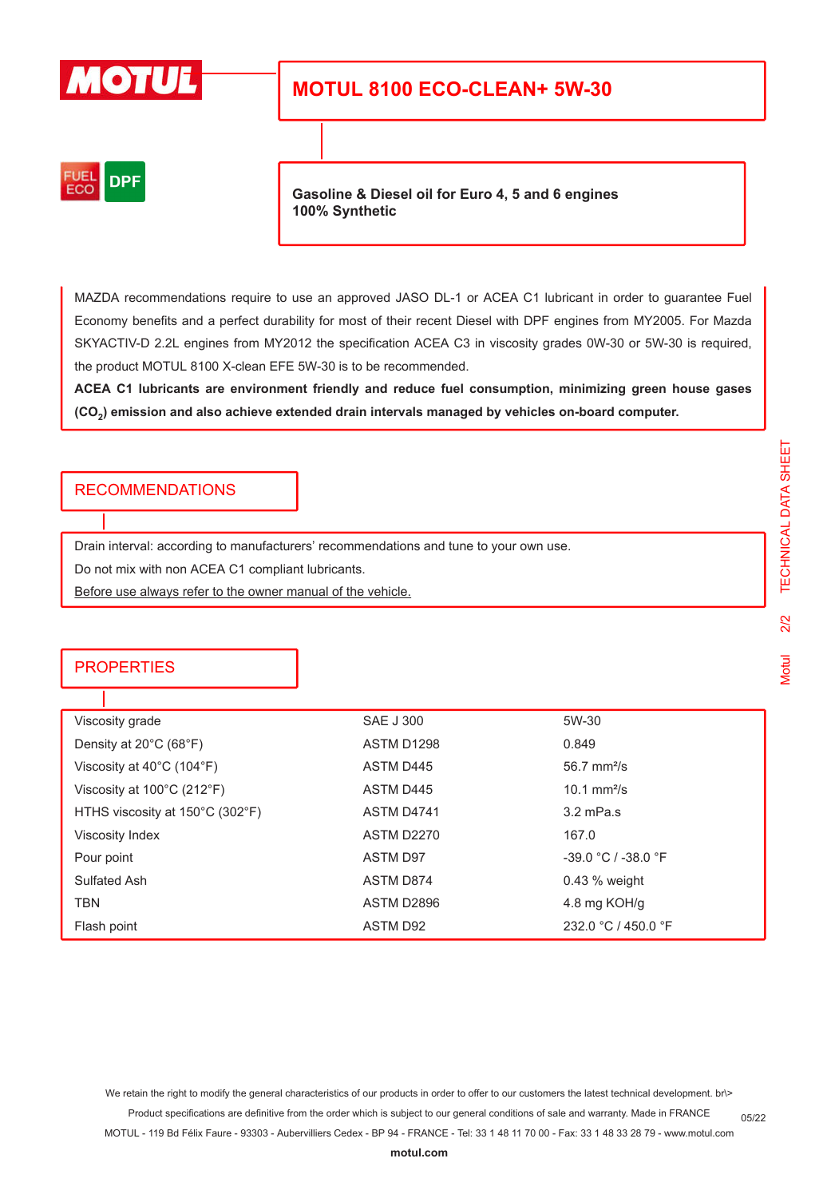# MOTUL 8100 ECO-CLEAN+ 5W-30

FUEL ECO DPF

**Gasoline & Diesel oil for Euro 4, 5 and 6 engines**
**100% Synthetic**

MAZDA recommendations require to use an approved JASO DL-1 or ACEA C1 lubricant in order to guarantee Fuel Economy benefits and a perfect durability for most of their recent Diesel with DPF engines from MY2005. For Mazda SKYACTIV-D 2.2L engines from MY2012 the specification ACEA C3 in viscosity grades 0W-30 or 5W-30 is required, the product MOTUL 8100 X-clean EFE 5W-30 is to be recommended.

**ACEA C1 lubricants are environment friendly and reduce fuel consumption, minimizing green house gases ($CO_2$) emission and also achieve extended drain intervals managed by vehicles on-board computer.**

## RECOMMENDATIONS

Drain interval: according to manufacturers' recommendations and tune to your own use.
Do not mix with non ACEA C1 compliant lubricants.
Before use always refer to the owner manual of the vehicle.

## PROPERTIES

| | | |
|---|---|---|
| Viscosity grade | SAE J 300 | 5W-30 |
| Density at 20°C (68°F) | ASTM D1298 | 0.849 |
| Viscosity at 40°C (104°F) | ASTM D445 | 56.7 mm²/s |
| Viscosity at 100°C (212°F) | ASTM D445 | 10.1 mm²/s |
| HTHS viscosity at 150°C (302°F) | ASTM D4741 | 3.2 mPa.s |
| Viscosity Index | ASTM D2270 | 167.0 |
| Pour point | ASTM D97 | -39.0 °C / -38.0 °F |
| Sulfated Ash | ASTM D874 | 0.43 % weight |
| TBN | ASTM D2896 | 4.8 mg KOH/g |
| Flash point | ASTM D92 | 232.0 °C / 450.0 °F |

We retain the right to modify the general characteristics of our products in order to offer to our customers the latest technical development. br\>
Product specifications are definitive from the order which is subject to our general conditions of sale and warranty. Made in FRANCE
MOTUL - 119 Bd Félix Faure - 93303 - Aubervilliers Cedex - BP 94 - FRANCE - Tel: 33 1 48 11 70 00 - Fax: 33 1 48 33 28 79 - www.motul.com
**motul.com**

05/22